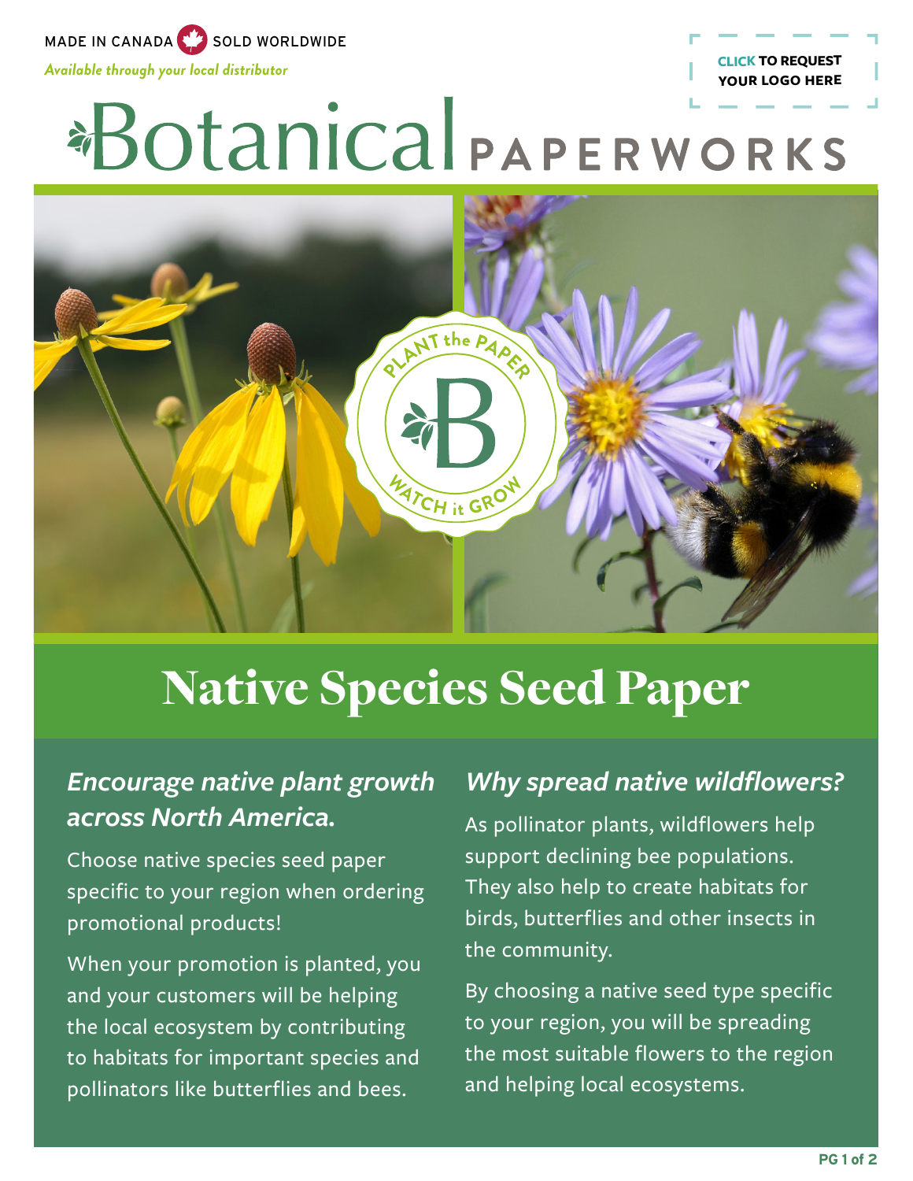MADE IN CANADA SOLD WORLDWIDE

*Available through your local distributor*

**CLICK TO REQUEST YOUR LOGO HERE**

# Botanical PAPERWORKS

PLANT the PAPER — WATCH it GROW

## Native Species Seed Paper

### *Encourage native plant growth across North America.*

Choose native species seed paper specific to your region when ordering promotional products!

When your promotion is planted, you and your customers will be helping the local ecosystem by contributing to habitats for important species and pollinators like butterflies and bees.

### *Why spread native wildflowers?*

As pollinator plants, wildflowers help support declining bee populations. They also help to create habitats for birds, butterflies and other insects in the community.

By choosing a native seed type specific to your region, you will be spreading the most suitable flowers to the region and helping local ecosystems.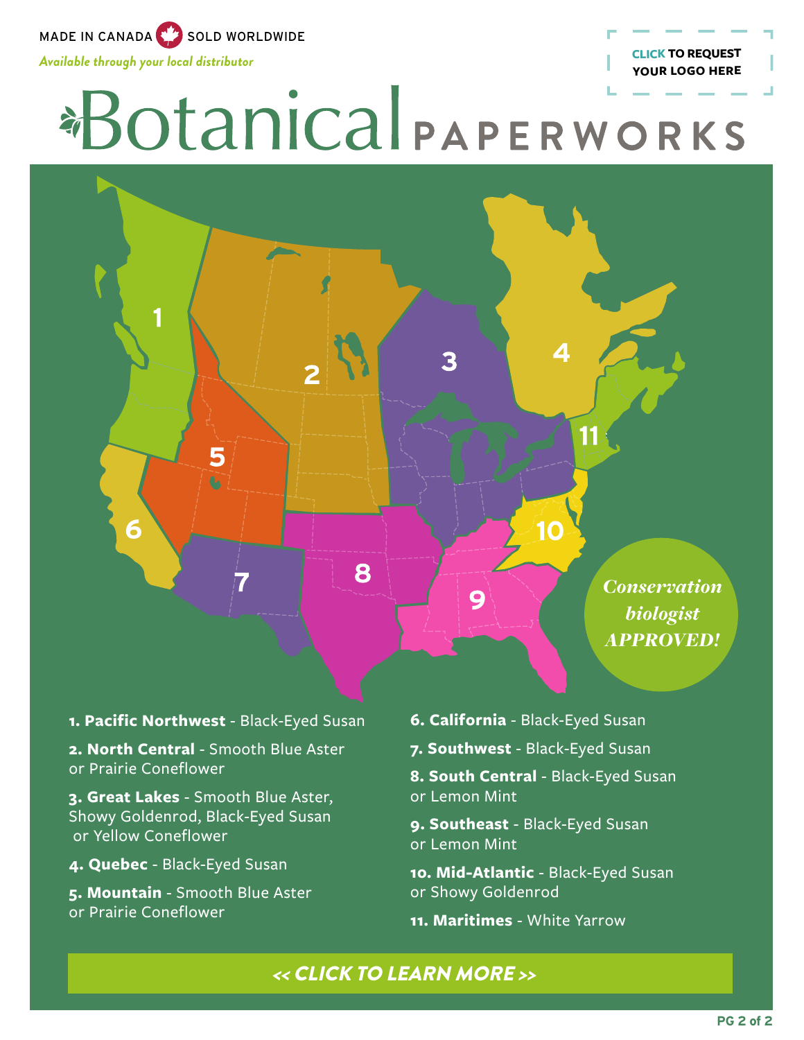MADE IN CANADA SOLD WORLDWIDE

*Available through your local distributor*

**CLICK TO REQUEST YOUR LOGO HERE**

# Botanical PAPERWORKS

1
2
3
4
5
6
7
8
9
10
11

*Conservation biologist APPROVED!*

1. **Pacific Northwest** - Black-Eyed Susan
2. **North Central** - Smooth Blue Aster or Prairie Coneflower
3. **Great Lakes** - Smooth Blue Aster, Showy Goldenrod, Black-Eyed Susan or Yellow Coneflower
4. **Quebec** - Black-Eyed Susan
5. **Mountain** - Smooth Blue Aster or Prairie Coneflower
6. **California** - Black-Eyed Susan
7. **Southwest** - Black-Eyed Susan
8. **South Central** - Black-Eyed Susan or Lemon Mint
9. **Southeast** - Black-Eyed Susan or Lemon Mint
10. **Mid-Atlantic** - Black-Eyed Susan or Showy Goldenrod
11. **Maritimes** - White Yarrow

***<< CLICK TO LEARN MORE >>***